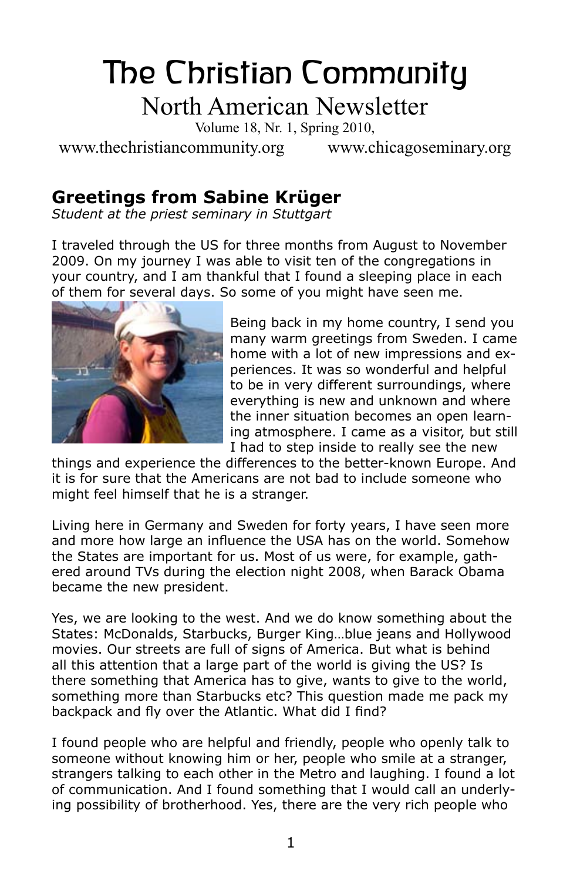# The Christian Community

## North American Newsletter

Volume 18, Nr. 1, Spring 2010,

www.thechristiancommunity.org www.chicagoseminary.org

## Greetings from Sabine Krüger

*Student at the priest seminary in Stuttgart*

I traveled through the US for three months from August to November 2009. On my journey I was able to visit ten of the congregations in your country, and I am thankful that I found a sleeping place in each of them for several days. So some of you might have seen me.

Being back in my home country, I send you many warm greetings from Sweden. I came home with a lot of new impressions and experiences. It was so wonderful and helpful to be in very different surroundings, where everything is new and unknown and where the inner situation becomes an open learning atmosphere. I came as a visitor, but still I had to step inside to really see the new things and experience the differences to the better-known Europe. And it is for sure that the Americans are not bad to include someone who might feel himself that he is a stranger.

Living here in Germany and Sweden for forty years, I have seen more and more how large an influence the USA has on the world. Somehow the States are important for us. Most of us were, for example, gathered around TVs during the election night 2008, when Barack Obama became the new president.

Yes, we are looking to the west. And we do know something about the States: McDonalds, Starbucks, Burger King…blue jeans and Hollywood movies. Our streets are full of signs of America. But what is behind all this attention that a large part of the world is giving the US? Is there something that America has to give, wants to give to the world, something more than Starbucks etc? This question made me pack my backpack and fly over the Atlantic. What did I find?

I found people who are helpful and friendly, people who openly talk to someone without knowing him or her, people who smile at a stranger, strangers talking to each other in the Metro and laughing. I found a lot of communication. And I found something that I would call an underlying possibility of brotherhood. Yes, there are the very rich people who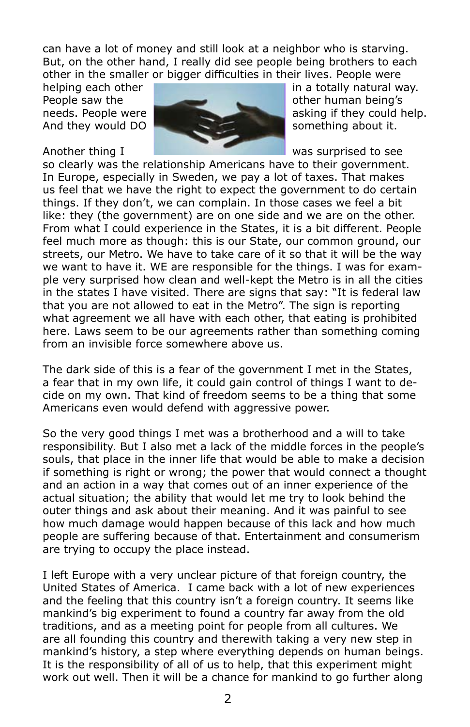can have a lot of money and still look at a neighbor who is starving. But, on the other hand, I really did see people being brothers to each other in the smaller or bigger difficulties in their lives. People were helping each other in a totally natural way. People saw the other human being's needs. People were asking if they could help. And they would DO something about it.

Another thing I was surprised to see so clearly was the relationship Americans have to their government. In Europe, especially in Sweden, we pay a lot of taxes. That makes us feel that we have the right to expect the government to do certain things. If they don't, we can complain. In those cases we feel a bit like: they (the government) are on one side and we are on the other. From what I could experience in the States, it is a bit different. People feel much more as though: this is our State, our common ground, our streets, our Metro. We have to take care of it so that it will be the way we want to have it. WE are responsible for the things. I was for example very surprised how clean and well-kept the Metro is in all the cities in the states I have visited. There are signs that say: "It is federal law that you are not allowed to eat in the Metro". The sign is reporting what agreement we all have with each other, that eating is prohibited here. Laws seem to be our agreements rather than something coming from an invisible force somewhere above us.

The dark side of this is a fear of the government I met in the States, a fear that in my own life, it could gain control of things I want to decide on my own. That kind of freedom seems to be a thing that some Americans even would defend with aggressive power.

So the very good things I met was a brotherhood and a will to take responsibility. But I also met a lack of the middle forces in the people's souls, that place in the inner life that would be able to make a decision if something is right or wrong; the power that would connect a thought and an action in a way that comes out of an inner experience of the actual situation; the ability that would let me try to look behind the outer things and ask about their meaning. And it was painful to see how much damage would happen because of this lack and how much people are suffering because of that. Entertainment and consumerism are trying to occupy the place instead.

I left Europe with a very unclear picture of that foreign country, the United States of America. I came back with a lot of new experiences and the feeling that this country isn't a foreign country. It seems like mankind's big experiment to found a country far away from the old traditions, and as a meeting point for people from all cultures. We are all founding this country and therewith taking a very new step in mankind's history, a step where everything depends on human beings. It is the responsibility of all of us to help, that this experiment might work out well. Then it will be a chance for mankind to go further along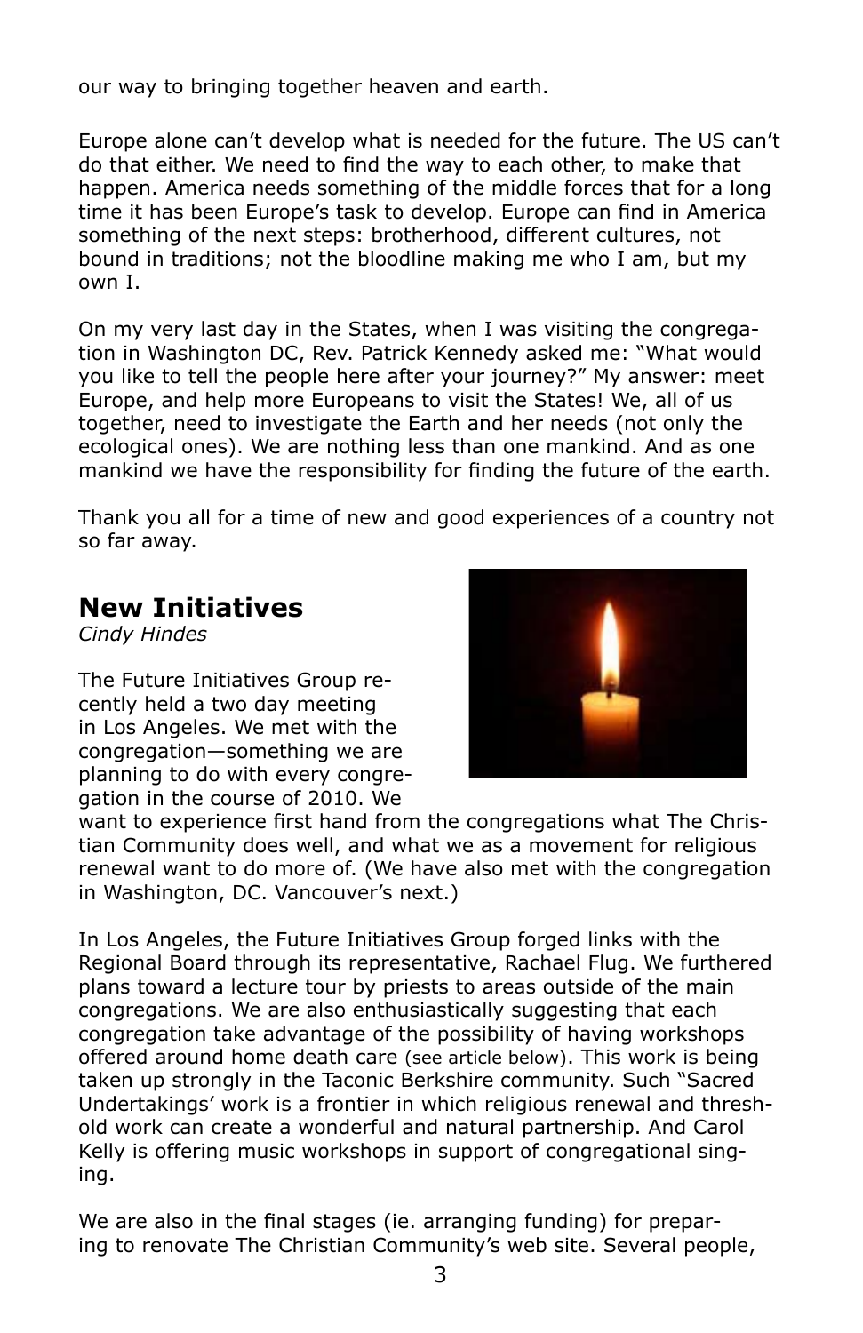our way to bringing together heaven and earth.

Europe alone can't develop what is needed for the future. The US can't do that either. We need to find the way to each other, to make that happen. America needs something of the middle forces that for a long time it has been Europe's task to develop. Europe can find in America something of the next steps: brotherhood, different cultures, not bound in traditions; not the bloodline making me who I am, but my own I.

On my very last day in the States, when I was visiting the congregation in Washington DC, Rev. Patrick Kennedy asked me: "What would you like to tell the people here after your journey?" My answer: meet Europe, and help more Europeans to visit the States! We, all of us together, need to investigate the Earth and her needs (not only the ecological ones). We are nothing less than one mankind. And as one mankind we have the responsibility for finding the future of the earth.

Thank you all for a time of new and good experiences of a country not so far away.

## New Initiatives

*Cindy Hindes*

The Future Initiatives Group recently held a two day meeting in Los Angeles. We met with the congregation—something we are planning to do with every congregation in the course of 2010. We want to experience first hand from the congregations what The Christian Community does well, and what we as a movement for religious renewal want to do more of. (We have also met with the congregation in Washington, DC. Vancouver's next.)

In Los Angeles, the Future Initiatives Group forged links with the Regional Board through its representative, Rachael Flug. We furthered plans toward a lecture tour by priests to areas outside of the main congregations. We are also enthusiastically suggesting that each congregation take advantage of the possibility of having workshops offered around home death care (see article below). This work is being taken up strongly in the Taconic Berkshire community. Such "Sacred Undertakings' work is a frontier in which religious renewal and threshold work can create a wonderful and natural partnership. And Carol Kelly is offering music workshops in support of congregational singing.

We are also in the final stages (ie. arranging funding) for preparing to renovate The Christian Community's web site. Several people,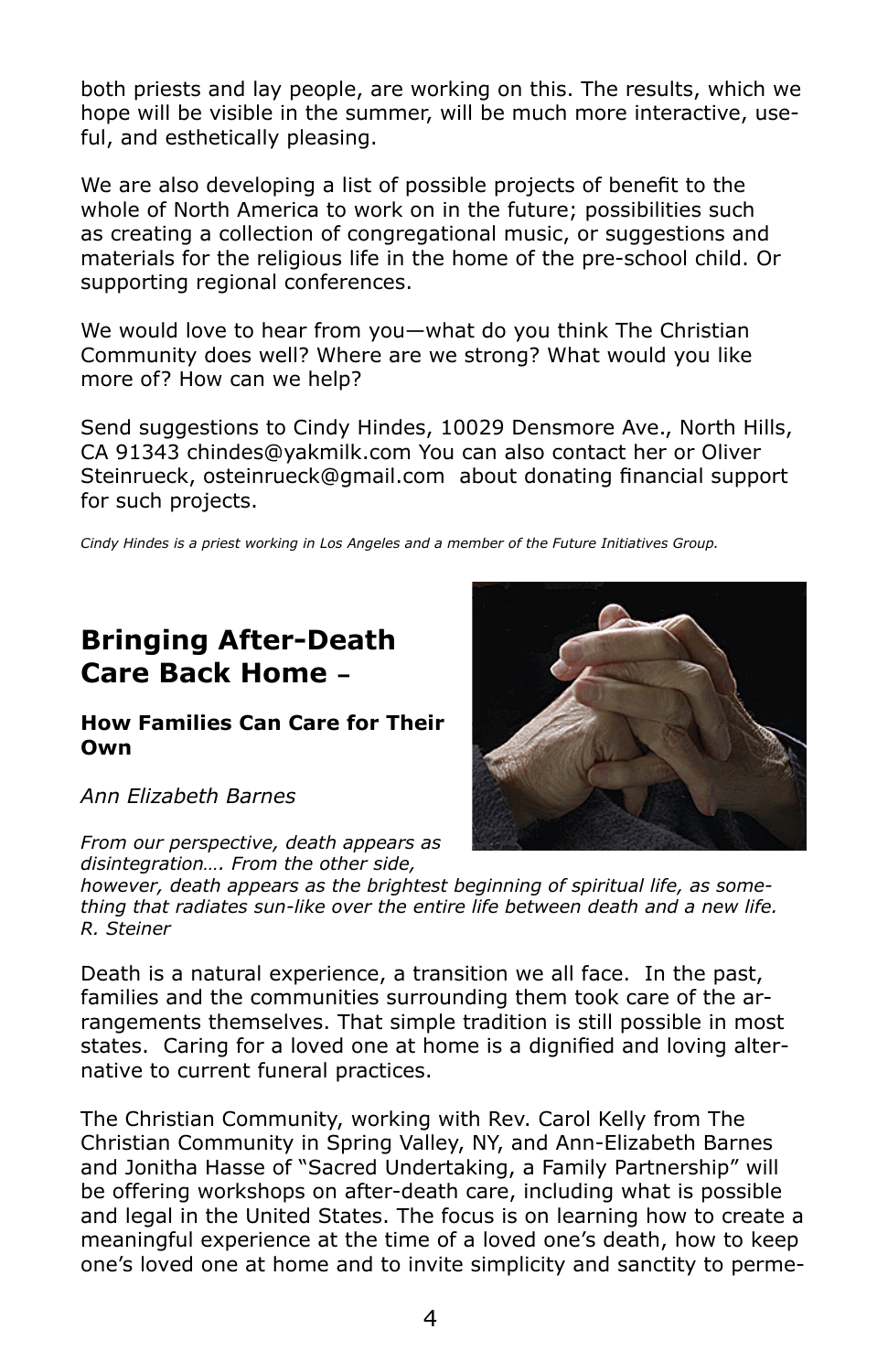both priests and lay people, are working on this. The results, which we hope will be visible in the summer, will be much more interactive, useful, and esthetically pleasing.

We are also developing a list of possible projects of benefit to the whole of North America to work on in the future; possibilities such as creating a collection of congregational music, or suggestions and materials for the religious life in the home of the pre-school child. Or supporting regional conferences.

We would love to hear from you—what do you think The Christian Community does well? Where are we strong? What would you like more of? How can we help?

Send suggestions to Cindy Hindes, 10029 Densmore Ave., North Hills, CA 91343 chindes@yakmilk.com You can also contact her or Oliver Steinrueck, osteinrueck@gmail.com about donating financial support for such projects.

*Cindy Hindes is a priest working in Los Angeles and a member of the Future Initiatives Group.*

## Bringing After-Death Care Back Home –

### How Families Can Care for Their Own

*Ann Elizabeth Barnes*

*From our perspective, death appears as disintegration…. From the other side, however, death appears as the brightest beginning of spiritual life, as something that radiates sun-like over the entire life between death and a new life. R. Steiner*

Death is a natural experience, a transition we all face. In the past, families and the communities surrounding them took care of the arrangements themselves. That simple tradition is still possible in most states. Caring for a loved one at home is a dignified and loving alternative to current funeral practices.

The Christian Community, working with Rev. Carol Kelly from The Christian Community in Spring Valley, NY, and Ann-Elizabeth Barnes and Jonitha Hasse of "Sacred Undertaking, a Family Partnership" will be offering workshops on after-death care, including what is possible and legal in the United States. The focus is on learning how to create a meaningful experience at the time of a loved one's death, how to keep one's loved one at home and to invite simplicity and sanctity to perme-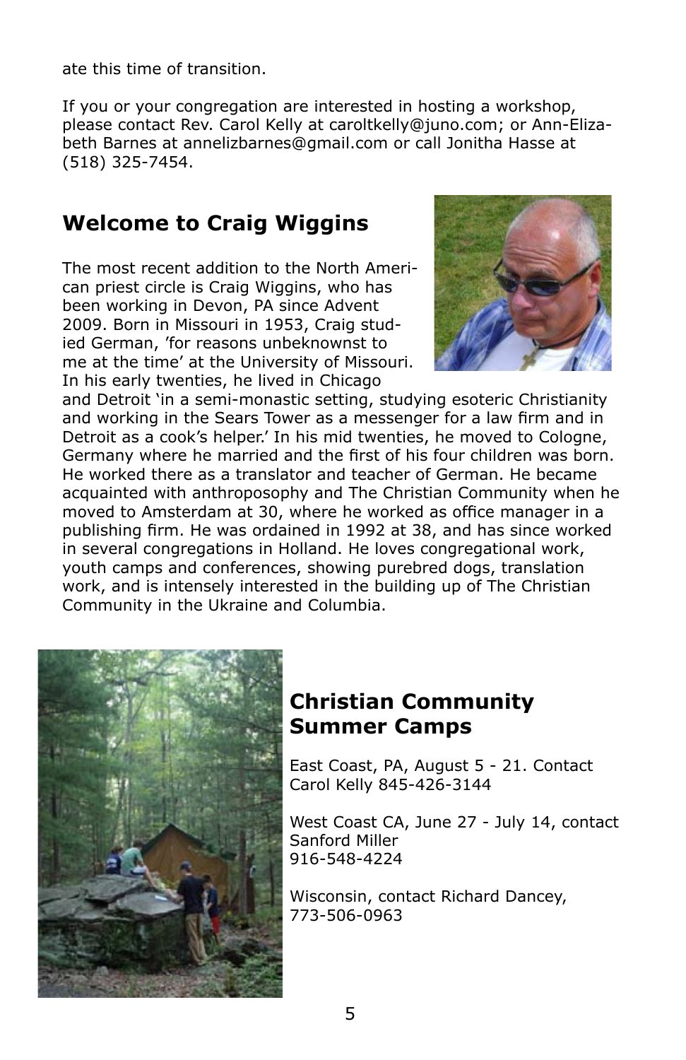ate this time of transition.

If you or your congregation are interested in hosting a workshop, please contact Rev. Carol Kelly at caroltkelly@juno.com; or Ann-Elizabeth Barnes at annelizbarnes@gmail.com or call Jonitha Hasse at (518) 325-7454.

## Welcome to Craig Wiggins

The most recent addition to the North American priest circle is Craig Wiggins, who has been working in Devon, PA since Advent 2009. Born in Missouri in 1953, Craig studied German, 'for reasons unbeknownst to me at the time' at the University of Missouri. In his early twenties, he lived in Chicago and Detroit 'in a semi-monastic setting, studying esoteric Christianity and working in the Sears Tower as a messenger for a law firm and in Detroit as a cook's helper.' In his mid twenties, he moved to Cologne, Germany where he married and the first of his four children was born. He worked there as a translator and teacher of German. He became acquainted with anthroposophy and The Christian Community when he moved to Amsterdam at 30, where he worked as office manager in a publishing firm. He was ordained in 1992 at 38, and has since worked in several congregations in Holland. He loves congregational work, youth camps and conferences, showing purebred dogs, translation work, and is intensely interested in the building up of The Christian Community in the Ukraine and Columbia.

## Christian Community Summer Camps

East Coast, PA, August 5 - 21. Contact Carol Kelly 845-426-3144

West Coast CA, June 27 - July 14, contact Sanford Miller
916-548-4224

Wisconsin, contact Richard Dancey,
773-506-0963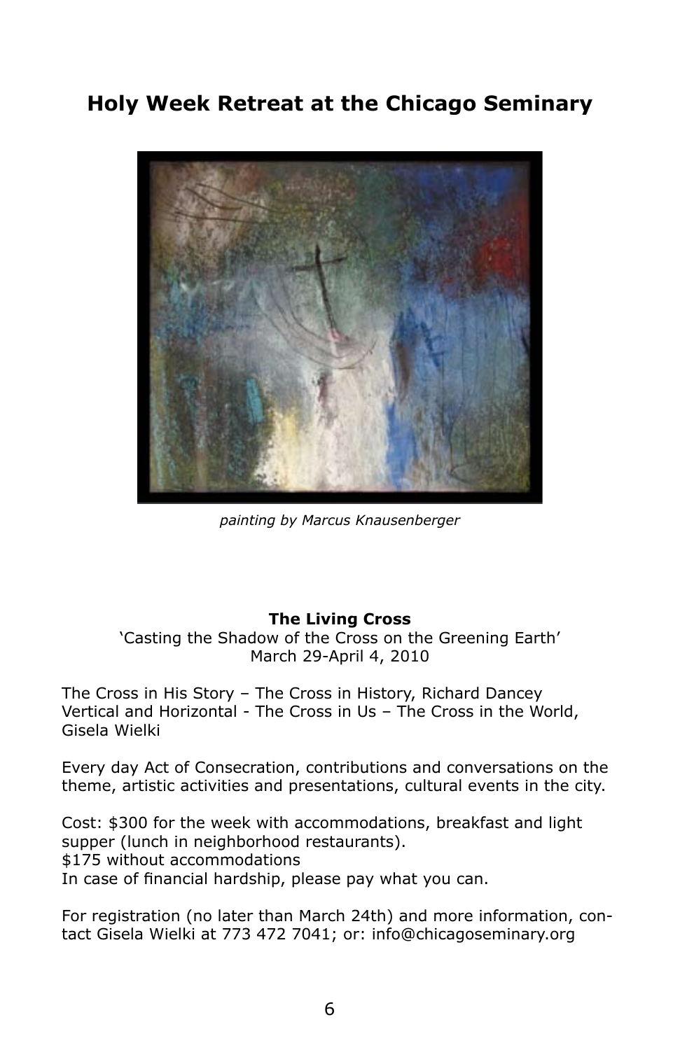# Holy Week Retreat at the Chicago Seminary

*painting by Marcus Knausenberger*

**The Living Cross**

'Casting the Shadow of the Cross on the Greening Earth'

March 29-April 4, 2010

The Cross in His Story – The Cross in History, Richard Dancey
Vertical and Horizontal - The Cross in Us – The Cross in the World, Gisela Wielki

Every day Act of Consecration, contributions and conversations on the theme, artistic activities and presentations, cultural events in the city.

Cost: $300 for the week with accommodations, breakfast and light supper (lunch in neighborhood restaurants).
$175 without accommodations
In case of financial hardship, please pay what you can.

For registration (no later than March 24th) and more information, contact Gisela Wielki at 773 472 7041; or: info@chicagoseminary.org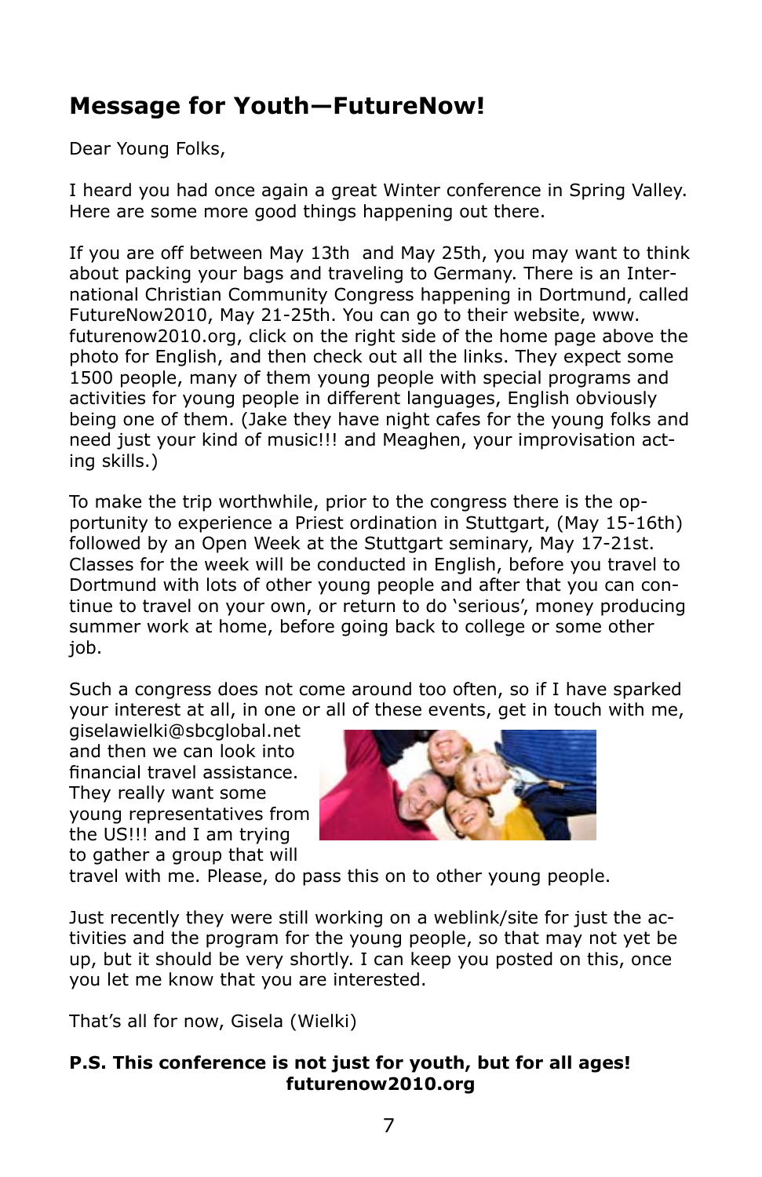## Message for Youth—FutureNow!

Dear Young Folks,

I heard you had once again a great Winter conference in Spring Valley. Here are some more good things happening out there.

If you are off between May 13th and May 25th, you may want to think about packing your bags and traveling to Germany. There is an International Christian Community Congress happening in Dortmund, called FutureNow2010, May 21-25th. You can go to their website, www.futurenow2010.org, click on the right side of the home page above the photo for English, and then check out all the links. They expect some 1500 people, many of them young people with special programs and activities for young people in different languages, English obviously being one of them. (Jake they have night cafes for the young folks and need just your kind of music!!! and Meaghen, your improvisation acting skills.)

To make the trip worthwhile, prior to the congress there is the opportunity to experience a Priest ordination in Stuttgart, (May 15-16th) followed by an Open Week at the Stuttgart seminary, May 17-21st. Classes for the week will be conducted in English, before you travel to Dortmund with lots of other young people and after that you can continue to travel on your own, or return to do 'serious', money producing summer work at home, before going back to college or some other job.

Such a congress does not come around too often, so if I have sparked your interest at all, in one or all of these events, get in touch with me, giselawielki@sbcglobal.net and then we can look into financial travel assistance. They really want some young representatives from the US!!! and I am trying to gather a group that will travel with me. Please, do pass this on to other young people.

Just recently they were still working on a weblink/site for just the activities and the program for the young people, so that may not yet be up, but it should be very shortly. I can keep you posted on this, once you let me know that you are interested.

That's all for now, Gisela (Wielki)

**P.S. This conference is not just for youth, but for all ages!**
**futurenow2010.org**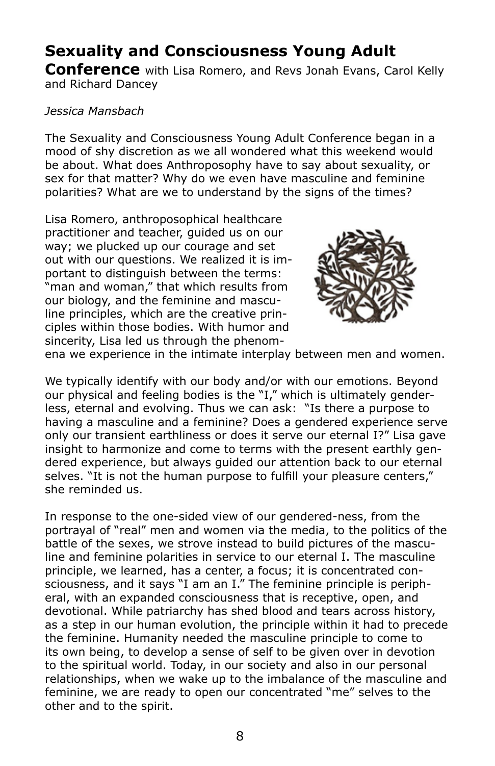## Sexuality and Consciousness Young Adult Conference with Lisa Romero, and Revs Jonah Evans, Carol Kelly and Richard Dancey

*Jessica Mansbach*

The Sexuality and Consciousness Young Adult Conference began in a mood of shy discretion as we all wondered what this weekend would be about. What does Anthroposophy have to say about sexuality, or sex for that matter? Why do we even have masculine and feminine polarities? What are we to understand by the signs of the times?

Lisa Romero, anthroposophical healthcare practitioner and teacher, guided us on our way; we plucked up our courage and set out with our questions. We realized it is important to distinguish between the terms: "man and woman," that which results from our biology, and the feminine and masculine principles, which are the creative principles within those bodies. With humor and sincerity, Lisa led us through the phenomena we experience in the intimate interplay between men and women.

We typically identify with our body and/or with our emotions. Beyond our physical and feeling bodies is the "I," which is ultimately genderless, eternal and evolving. Thus we can ask: "Is there a purpose to having a masculine and a feminine? Does a gendered experience serve only our transient earthliness or does it serve our eternal I?" Lisa gave insight to harmonize and come to terms with the present earthly gendered experience, but always guided our attention back to our eternal selves. "It is not the human purpose to fulfill your pleasure centers," she reminded us.

In response to the one-sided view of our gendered-ness, from the portrayal of "real" men and women via the media, to the politics of the battle of the sexes, we strove instead to build pictures of the masculine and feminine polarities in service to our eternal I. The masculine principle, we learned, has a center, a focus; it is concentrated consciousness, and it says "I am an I." The feminine principle is peripheral, with an expanded consciousness that is receptive, open, and devotional. While patriarchy has shed blood and tears across history, as a step in our human evolution, the principle within it had to precede the feminine. Humanity needed the masculine principle to come to its own being, to develop a sense of self to be given over in devotion to the spiritual world. Today, in our society and also in our personal relationships, when we wake up to the imbalance of the masculine and feminine, we are ready to open our concentrated "me" selves to the other and to the spirit.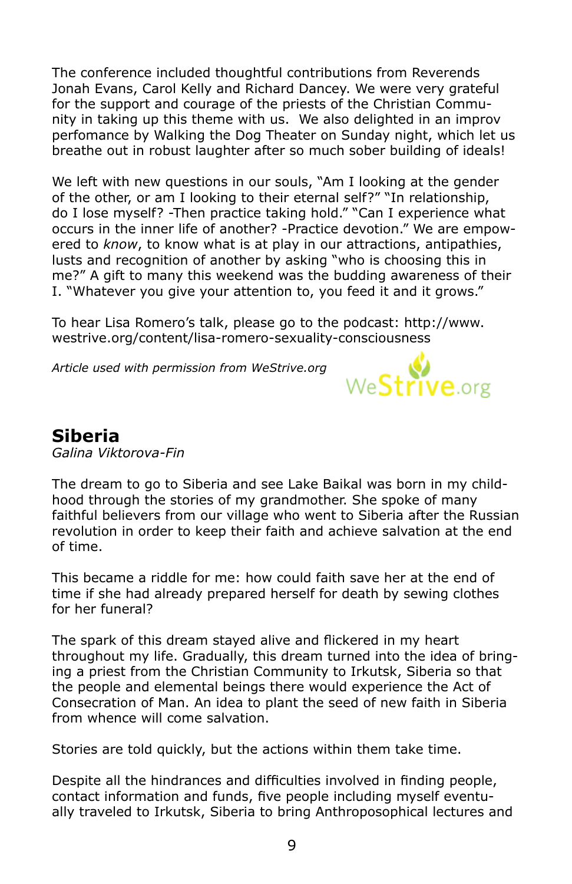The conference included thoughtful contributions from Reverends Jonah Evans, Carol Kelly and Richard Dancey. We were very grateful for the support and courage of the priests of the Christian Community in taking up this theme with us. We also delighted in an improv perfomance by Walking the Dog Theater on Sunday night, which let us breathe out in robust laughter after so much sober building of ideals!

We left with new questions in our souls, "Am I looking at the gender of the other, or am I looking to their eternal self?" "In relationship, do I lose myself? -Then practice taking hold." "Can I experience what occurs in the inner life of another? -Practice devotion." We are empowered to *know*, to know what is at play in our attractions, antipathies, lusts and recognition of another by asking "who is choosing this in me?" A gift to many this weekend was the budding awareness of their I. "Whatever you give your attention to, you feed it and it grows."

To hear Lisa Romero's talk, please go to the podcast: http://www.westrive.org/content/lisa-romero-sexuality-consciousness

*Article used with permission from WeStrive.org*

WeStrive.org

## Siberia

*Galina Viktorova-Fin*

The dream to go to Siberia and see Lake Baikal was born in my childhood through the stories of my grandmother. She spoke of many faithful believers from our village who went to Siberia after the Russian revolution in order to keep their faith and achieve salvation at the end of time.

This became a riddle for me: how could faith save her at the end of time if she had already prepared herself for death by sewing clothes for her funeral?

The spark of this dream stayed alive and flickered in my heart throughout my life. Gradually, this dream turned into the idea of bringing a priest from the Christian Community to Irkutsk, Siberia so that the people and elemental beings there would experience the Act of Consecration of Man. An idea to plant the seed of new faith in Siberia from whence will come salvation.

Stories are told quickly, but the actions within them take time.

Despite all the hindrances and difficulties involved in finding people, contact information and funds, five people including myself eventually traveled to Irkutsk, Siberia to bring Anthroposophical lectures and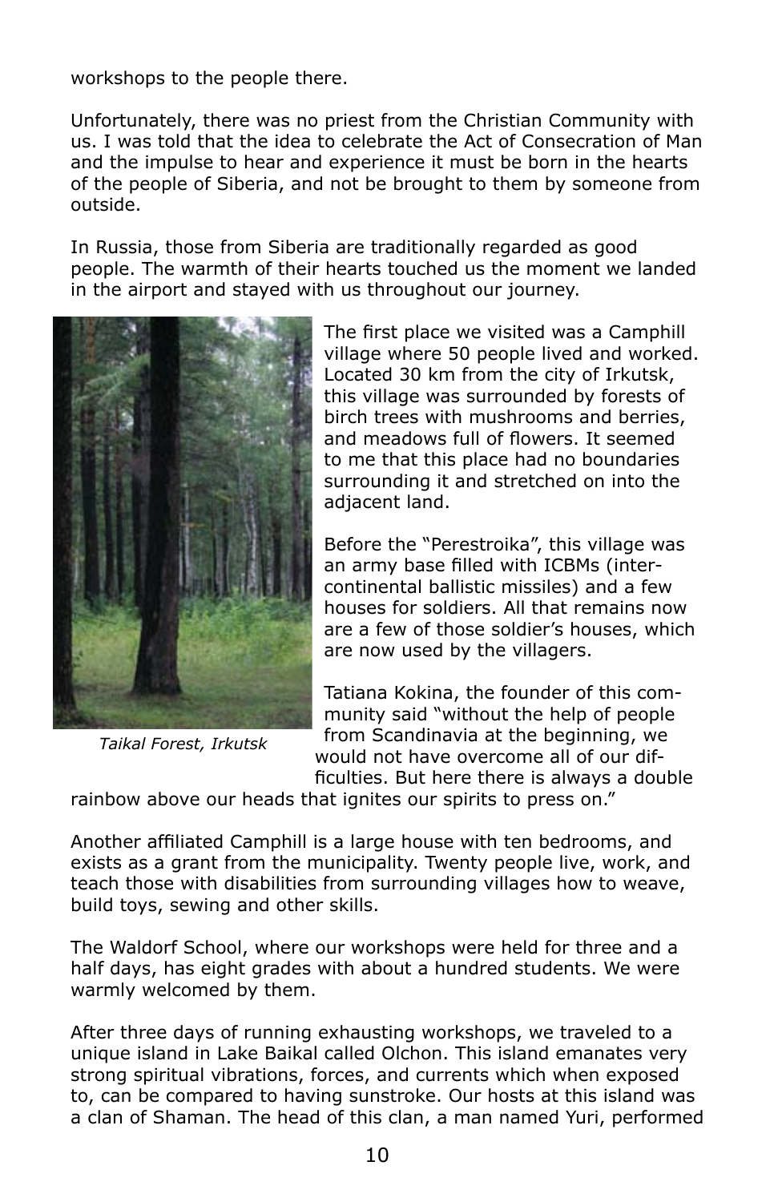workshops to the people there.

Unfortunately, there was no priest from the Christian Community with us. I was told that the idea to celebrate the Act of Consecration of Man and the impulse to hear and experience it must be born in the hearts of the people of Siberia, and not be brought to them by someone from outside.

In Russia, those from Siberia are traditionally regarded as good people. The warmth of their hearts touched us the moment we landed in the airport and stayed with us throughout our journey.

*Taikal Forest, Irkutsk*

The first place we visited was a Camphill village where 50 people lived and worked. Located 30 km from the city of Irkutsk, this village was surrounded by forests of birch trees with mushrooms and berries, and meadows full of flowers. It seemed to me that this place had no boundaries surrounding it and stretched on into the adjacent land.

Before the "Perestroika", this village was an army base filled with ICBMs (intercontinental ballistic missiles) and a few houses for soldiers. All that remains now are a few of those soldier's houses, which are now used by the villagers.

Tatiana Kokina, the founder of this community said "without the help of people from Scandinavia at the beginning, we would not have overcome all of our difficulties. But here there is always a double rainbow above our heads that ignites our spirits to press on."

Another affiliated Camphill is a large house with ten bedrooms, and exists as a grant from the municipality. Twenty people live, work, and teach those with disabilities from surrounding villages how to weave, build toys, sewing and other skills.

The Waldorf School, where our workshops were held for three and a half days, has eight grades with about a hundred students. We were warmly welcomed by them.

After three days of running exhausting workshops, we traveled to a unique island in Lake Baikal called Olchon. This island emanates very strong spiritual vibrations, forces, and currents which when exposed to, can be compared to having sunstroke. Our hosts at this island was a clan of Shaman. The head of this clan, a man named Yuri, performed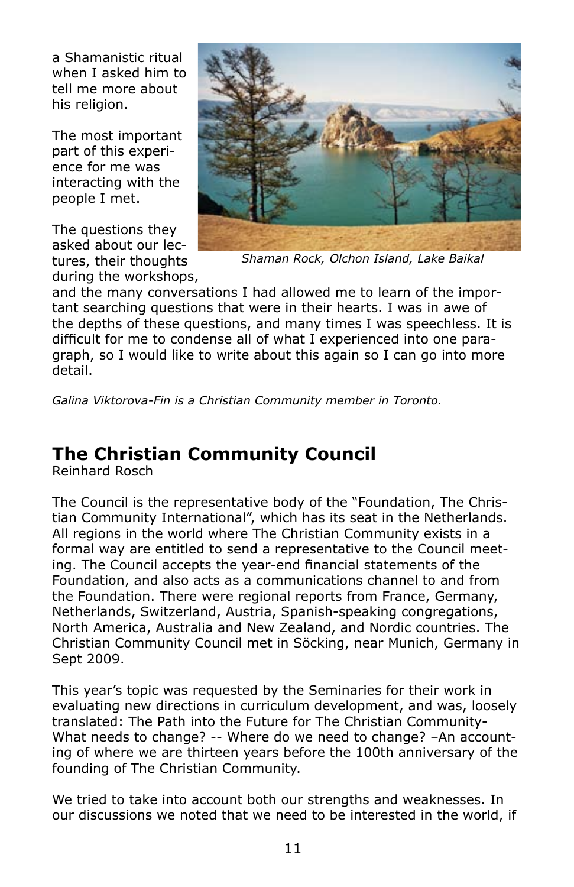a Shamanistic ritual when I asked him to tell me more about his religion.

The most important part of this experience for me was interacting with the people I met.

Shaman Rock, Olchon Island, Lake Baikal

The questions they asked about our lectures, their thoughts during the workshops, and the many conversations I had allowed me to learn of the important searching questions that were in their hearts. I was in awe of the depths of these questions, and many times I was speechless. It is difficult for me to condense all of what I experienced into one paragraph, so I would like to write about this again so I can go into more detail.

*Galina Viktorova-Fin is a Christian Community member in Toronto.*

## The Christian Community Council

Reinhard Rosch

The Council is the representative body of the "Foundation, The Christian Community International", which has its seat in the Netherlands. All regions in the world where The Christian Community exists in a formal way are entitled to send a representative to the Council meeting. The Council accepts the year-end financial statements of the Foundation, and also acts as a communications channel to and from the Foundation. There were regional reports from France, Germany, Netherlands, Switzerland, Austria, Spanish-speaking congregations, North America, Australia and New Zealand, and Nordic countries. The Christian Community Council met in Söcking, near Munich, Germany in Sept 2009.

This year's topic was requested by the Seminaries for their work in evaluating new directions in curriculum development, and was, loosely translated: The Path into the Future for The Christian Community- What needs to change? -- Where do we need to change? –An accounting of where we are thirteen years before the 100th anniversary of the founding of The Christian Community.

We tried to take into account both our strengths and weaknesses. In our discussions we noted that we need to be interested in the world, if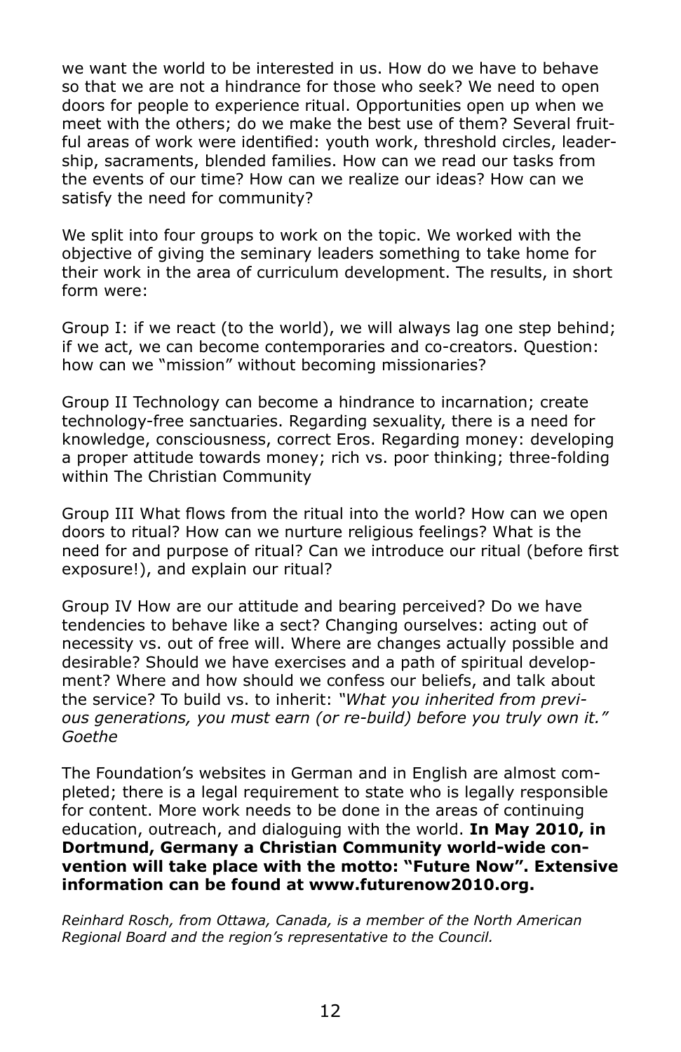we want the world to be interested in us. How do we have to behave so that we are not a hindrance for those who seek? We need to open doors for people to experience ritual. Opportunities open up when we meet with the others; do we make the best use of them? Several fruitful areas of work were identified: youth work, threshold circles, leadership, sacraments, blended families. How can we read our tasks from the events of our time? How can we realize our ideas? How can we satisfy the need for community?

We split into four groups to work on the topic. We worked with the objective of giving the seminary leaders something to take home for their work in the area of curriculum development. The results, in short form were:

Group I: if we react (to the world), we will always lag one step behind; if we act, we can become contemporaries and co-creators. Question: how can we "mission" without becoming missionaries?

Group II Technology can become a hindrance to incarnation; create technology-free sanctuaries. Regarding sexuality, there is a need for knowledge, consciousness, correct Eros. Regarding money: developing a proper attitude towards money; rich vs. poor thinking; three-folding within The Christian Community

Group III What flows from the ritual into the world? How can we open doors to ritual? How can we nurture religious feelings? What is the need for and purpose of ritual? Can we introduce our ritual (before first exposure!), and explain our ritual?

Group IV How are our attitude and bearing perceived? Do we have tendencies to behave like a sect? Changing ourselves: acting out of necessity vs. out of free will. Where are changes actually possible and desirable? Should we have exercises and a path of spiritual development? Where and how should we confess our beliefs, and talk about the service? To build vs. to inherit: *"What you inherited from previous generations, you must earn (or re-build) before you truly own it." Goethe*

The Foundation's websites in German and in English are almost completed; there is a legal requirement to state who is legally responsible for content. More work needs to be done in the areas of continuing education, outreach, and dialoguing with the world. **In May 2010, in Dortmund, Germany a Christian Community world-wide convention will take place with the motto: "Future Now". Extensive information can be found at www.futurenow2010.org.**

*Reinhard Rosch, from Ottawa, Canada, is a member of the North American Regional Board and the region's representative to the Council.*